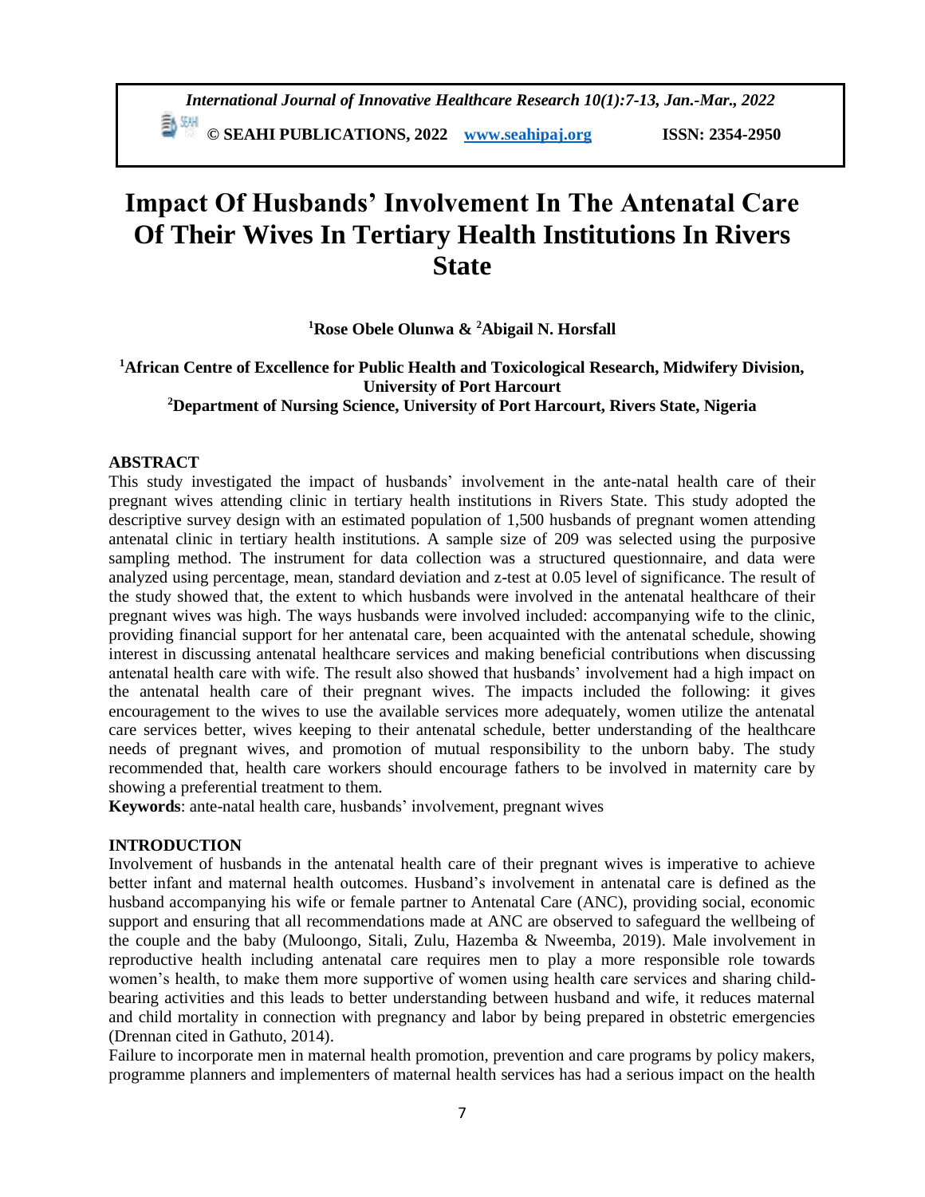# Impact Of Husbands' Involvement In The Antenatal Care Of Their Wives In Tertiary Health Institutions In Rivers State

**[1]Rose Obele Olunwa & [2]Abigail N. Horsfall**

**[1]African Centre of Excellence for Public Health and Toxicological Research, Midwifery Division, University of Port Harcourt**
**[2]Department of Nursing Science, University of Port Harcourt, Rivers State, Nigeria**

## ABSTRACT

This study investigated the impact of husbands' involvement in the ante-natal health care of their pregnant wives attending clinic in tertiary health institutions in Rivers State. This study adopted the descriptive survey design with an estimated population of 1,500 husbands of pregnant women attending antenatal clinic in tertiary health institutions. A sample size of 209 was selected using the purposive sampling method. The instrument for data collection was a structured questionnaire, and data were analyzed using percentage, mean, standard deviation and z-test at 0.05 level of significance. The result of the study showed that, the extent to which husbands were involved in the antenatal healthcare of their pregnant wives was high. The ways husbands were involved included: accompanying wife to the clinic, providing financial support for her antenatal care, been acquainted with the antenatal schedule, showing interest in discussing antenatal healthcare services and making beneficial contributions when discussing antenatal health care with wife. The result also showed that husbands' involvement had a high impact on the antenatal health care of their pregnant wives. The impacts included the following: it gives encouragement to the wives to use the available services more adequately, women utilize the antenatal care services better, wives keeping to their antenatal schedule, better understanding of the healthcare needs of pregnant wives, and promotion of mutual responsibility to the unborn baby. The study recommended that, health care workers should encourage fathers to be involved in maternity care by showing a preferential treatment to them.

**Keywords**: ante-natal health care, husbands' involvement, pregnant wives

## INTRODUCTION

Involvement of husbands in the antenatal health care of their pregnant wives is imperative to achieve better infant and maternal health outcomes. Husband's involvement in antenatal care is defined as the husband accompanying his wife or female partner to Antenatal Care (ANC), providing social, economic support and ensuring that all recommendations made at ANC are observed to safeguard the wellbeing of the couple and the baby (Muloongo, Sitali, Zulu, Hazemba & Nweemba, 2019). Male involvement in reproductive health including antenatal care requires men to play a more responsible role towards women's health, to make them more supportive of women using health care services and sharing child-bearing activities and this leads to better understanding between husband and wife, it reduces maternal and child mortality in connection with pregnancy and labor by being prepared in obstetric emergencies (Drennan cited in Gathuto, 2014).

Failure to incorporate men in maternal health promotion, prevention and care programs by policy makers, programme planners and implementers of maternal health services has had a serious impact on the health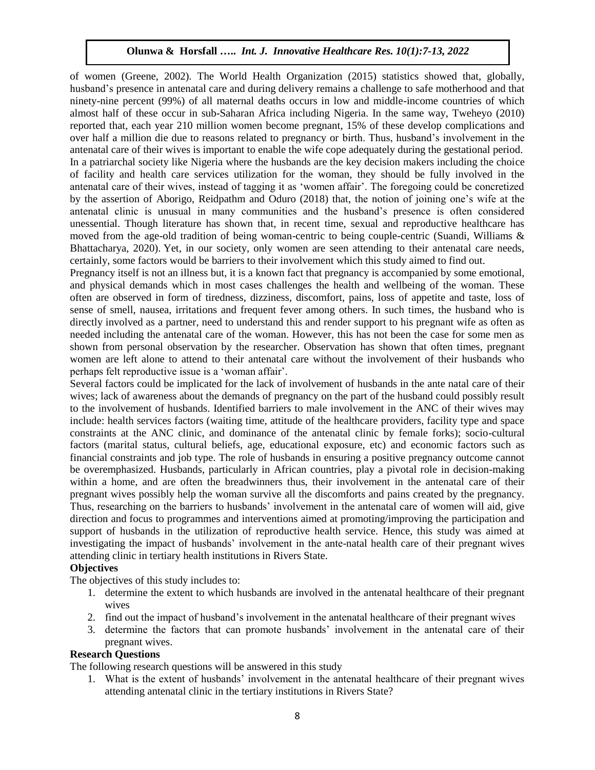of women (Greene, 2002). The World Health Organization (2015) statistics showed that, globally, husband's presence in antenatal care and during delivery remains a challenge to safe motherhood and that ninety-nine percent (99%) of all maternal deaths occurs in low and middle-income countries of which almost half of these occur in sub-Saharan Africa including Nigeria. In the same way, Tweheyo (2010) reported that, each year 210 million women become pregnant, 15% of these develop complications and over half a million die due to reasons related to pregnancy or birth. Thus, husband's involvement in the antenatal care of their wives is important to enable the wife cope adequately during the gestational period. In a patriarchal society like Nigeria where the husbands are the key decision makers including the choice of facility and health care services utilization for the woman, they should be fully involved in the antenatal care of their wives, instead of tagging it as 'women affair'. The foregoing could be concretized by the assertion of Aborigo, Reidpathm and Oduro (2018) that, the notion of joining one's wife at the antenatal clinic is unusual in many communities and the husband's presence is often considered unessential. Though literature has shown that, in recent time, sexual and reproductive healthcare has moved from the age-old tradition of being woman-centric to being couple-centric (Suandi, Williams & Bhattacharya, 2020). Yet, in our society, only women are seen attending to their antenatal care needs, certainly, some factors would be barriers to their involvement which this study aimed to find out.

Pregnancy itself is not an illness but, it is a known fact that pregnancy is accompanied by some emotional, and physical demands which in most cases challenges the health and wellbeing of the woman. These often are observed in form of tiredness, dizziness, discomfort, pains, loss of appetite and taste, loss of sense of smell, nausea, irritations and frequent fever among others. In such times, the husband who is directly involved as a partner, need to understand this and render support to his pregnant wife as often as needed including the antenatal care of the woman. However, this has not been the case for some men as shown from personal observation by the researcher. Observation has shown that often times, pregnant women are left alone to attend to their antenatal care without the involvement of their husbands who perhaps felt reproductive issue is a 'woman affair'.

Several factors could be implicated for the lack of involvement of husbands in the ante natal care of their wives; lack of awareness about the demands of pregnancy on the part of the husband could possibly result to the involvement of husbands. Identified barriers to male involvement in the ANC of their wives may include: health services factors (waiting time, attitude of the healthcare providers, facility type and space constraints at the ANC clinic, and dominance of the antenatal clinic by female forks); socio-cultural factors (marital status, cultural beliefs, age, educational exposure, etc) and economic factors such as financial constraints and job type. The role of husbands in ensuring a positive pregnancy outcome cannot be overemphasized. Husbands, particularly in African countries, play a pivotal role in decision-making within a home, and are often the breadwinners thus, their involvement in the antenatal care of their pregnant wives possibly help the woman survive all the discomforts and pains created by the pregnancy. Thus, researching on the barriers to husbands' involvement in the antenatal care of women will aid, give direction and focus to programmes and interventions aimed at promoting/improving the participation and support of husbands in the utilization of reproductive health service. Hence, this study was aimed at investigating the impact of husbands' involvement in the ante-natal health care of their pregnant wives attending clinic in tertiary health institutions in Rivers State.

**Objectives**

The objectives of this study includes to:

1. determine the extent to which husbands are involved in the antenatal healthcare of their pregnant wives
2. find out the impact of husband's involvement in the antenatal healthcare of their pregnant wives
3. determine the factors that can promote husbands' involvement in the antenatal care of their pregnant wives.

**Research Questions**

The following research questions will be answered in this study

1. What is the extent of husbands' involvement in the antenatal healthcare of their pregnant wives attending antenatal clinic in the tertiary institutions in Rivers State?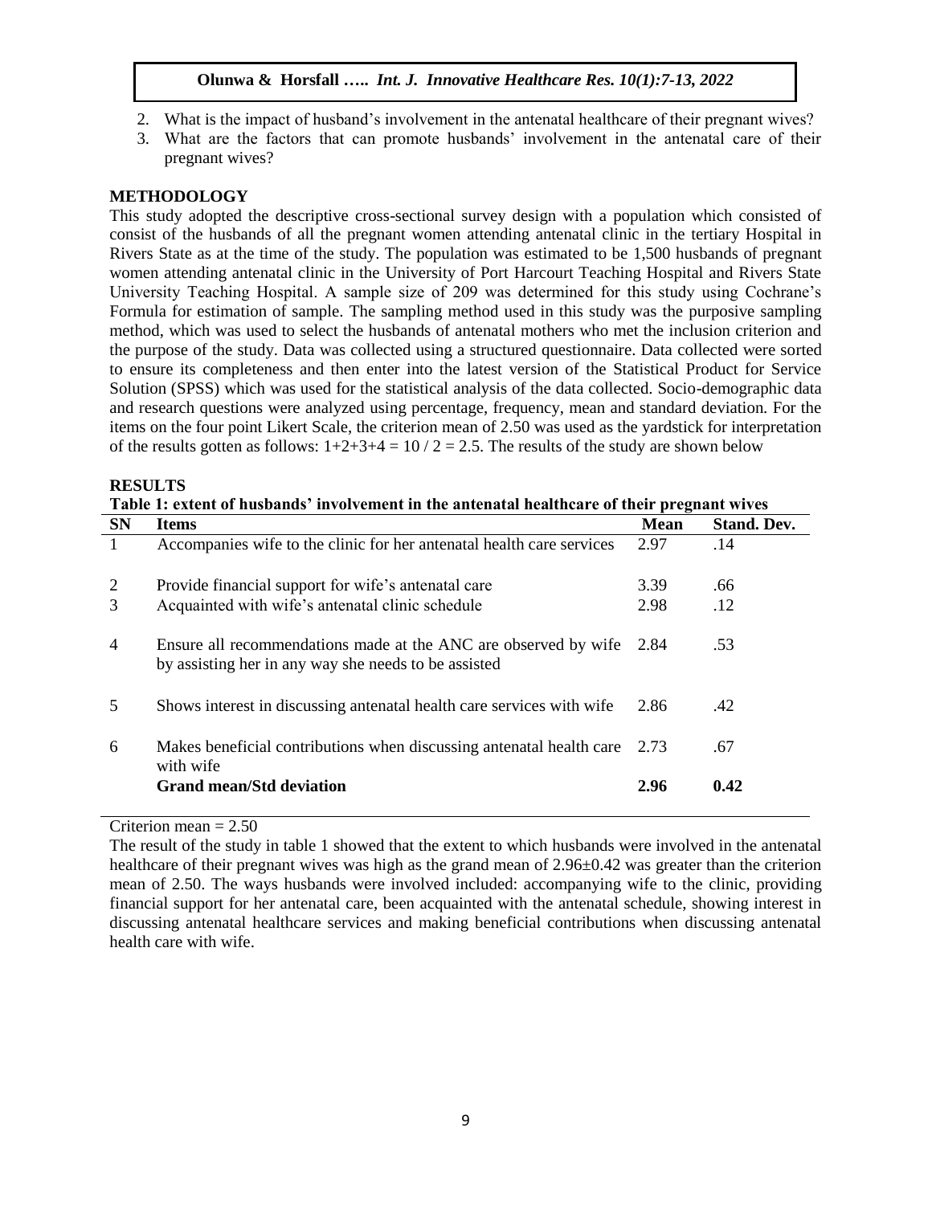2. What is the impact of husband's involvement in the antenatal healthcare of their pregnant wives?
3. What are the factors that can promote husbands' involvement in the antenatal care of their pregnant wives?

## METHODOLOGY

This study adopted the descriptive cross-sectional survey design with a population which consisted of consist of the husbands of all the pregnant women attending antenatal clinic in the tertiary Hospital in Rivers State as at the time of the study. The population was estimated to be 1,500 husbands of pregnant women attending antenatal clinic in the University of Port Harcourt Teaching Hospital and Rivers State University Teaching Hospital. A sample size of 209 was determined for this study using Cochrane's Formula for estimation of sample. The sampling method used in this study was the purposive sampling method, which was used to select the husbands of antenatal mothers who met the inclusion criterion and the purpose of the study. Data was collected using a structured questionnaire. Data collected were sorted to ensure its completeness and then enter into the latest version of the Statistical Product for Service Solution (SPSS) which was used for the statistical analysis of the data collected. Socio-demographic data and research questions were analyzed using percentage, frequency, mean and standard deviation. For the items on the four point Likert Scale, the criterion mean of 2.50 was used as the yardstick for interpretation of the results gotten as follows: $1+2+3+4 = 10 / 2 = 2.5$. The results of the study are shown below

## RESULTS

**Table 1: extent of husbands' involvement in the antenatal healthcare of their pregnant wives**

| SN | Items | Mean | Stand. Dev. |
|---|---|---|---|
| 1 | Accompanies wife to the clinic for her antenatal health care services | 2.97 | .14 |
| 2 | Provide financial support for wife's antenatal care | 3.39 | .66 |
| 3 | Acquainted with wife's antenatal clinic schedule | 2.98 | .12 |
| 4 | Ensure all recommendations made at the ANC are observed by wife by assisting her in any way she needs to be assisted | 2.84 | .53 |
| 5 | Shows interest in discussing antenatal health care services with wife | 2.86 | .42 |
| 6 | Makes beneficial contributions when discussing antenatal health care with wife | 2.73 | .67 |
| | **Grand mean/Std deviation** | **2.96** | **0.42** |

Criterion mean = 2.50

The result of the study in table 1 showed that the extent to which husbands were involved in the antenatal healthcare of their pregnant wives was high as the grand mean of $2.96 \pm 0.42$ was greater than the criterion mean of 2.50. The ways husbands were involved included: accompanying wife to the clinic, providing financial support for her antenatal care, been acquainted with the antenatal schedule, showing interest in discussing antenatal healthcare services and making beneficial contributions when discussing antenatal health care with wife.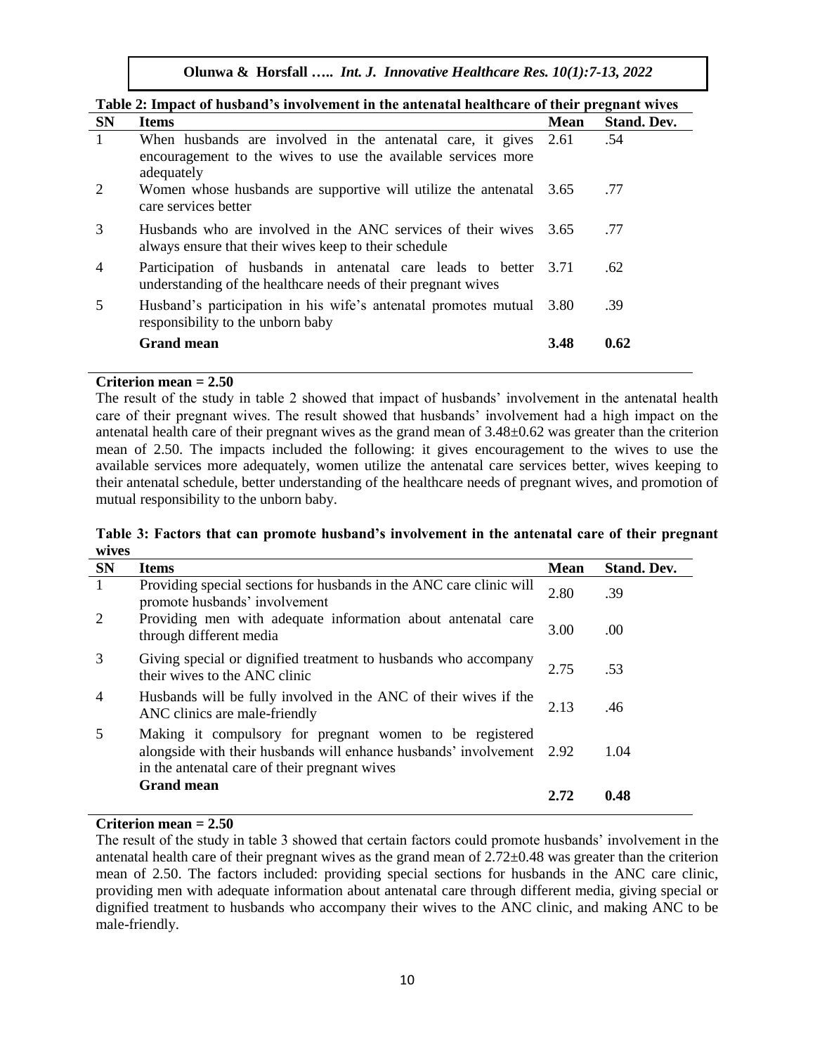**Table 2: Impact of husband's involvement in the antenatal healthcare of their pregnant wives**

| SN | Items | Mean | Stand. Dev. |
|---|---|---|---|
| 1 | When husbands are involved in the antenatal care, it gives encouragement to the wives to use the available services more adequately | 2.61 | .54 |
| 2 | Women whose husbands are supportive will utilize the antenatal care services better | 3.65 | .77 |
| 3 | Husbands who are involved in the ANC services of their wives always ensure that their wives keep to their schedule | 3.65 | .77 |
| 4 | Participation of husbands in antenatal care leads to better understanding of the healthcare needs of their pregnant wives | 3.71 | .62 |
| 5 | Husband's participation in his wife's antenatal promotes mutual responsibility to the unborn baby | 3.80 | .39 |
| | **Grand mean** | **3.48** | **0.62** |

**Criterion mean = 2.50**

The result of the study in table 2 showed that impact of husbands' involvement in the antenatal health care of their pregnant wives. The result showed that husbands' involvement had a high impact on the antenatal health care of their pregnant wives as the grand mean of 3.48±0.62 was greater than the criterion mean of 2.50. The impacts included the following: it gives encouragement to the wives to use the available services more adequately, women utilize the antenatal care services better, wives keeping to their antenatal schedule, better understanding of the healthcare needs of pregnant wives, and promotion of mutual responsibility to the unborn baby.

**Table 3: Factors that can promote husband's involvement in the antenatal care of their pregnant wives**

| SN | Items | Mean | Stand. Dev. |
|---|---|---|---|
| 1 | Providing special sections for husbands in the ANC care clinic will promote husbands' involvement | 2.80 | .39 |
| 2 | Providing men with adequate information about antenatal care through different media | 3.00 | .00 |
| 3 | Giving special or dignified treatment to husbands who accompany their wives to the ANC clinic | 2.75 | .53 |
| 4 | Husbands will be fully involved in the ANC of their wives if the ANC clinics are male-friendly | 2.13 | .46 |
| 5 | Making it compulsory for pregnant women to be registered alongside with their husbands will enhance husbands' involvement in the antenatal care of their pregnant wives | 2.92 | 1.04 |
| | **Grand mean** | **2.72** | **0.48** |

**Criterion mean = 2.50**

The result of the study in table 3 showed that certain factors could promote husbands' involvement in the antenatal health care of their pregnant wives as the grand mean of 2.72±0.48 was greater than the criterion mean of 2.50. The factors included: providing special sections for husbands in the ANC care clinic, providing men with adequate information about antenatal care through different media, giving special or dignified treatment to husbands who accompany their wives to the ANC clinic, and making ANC to be male-friendly.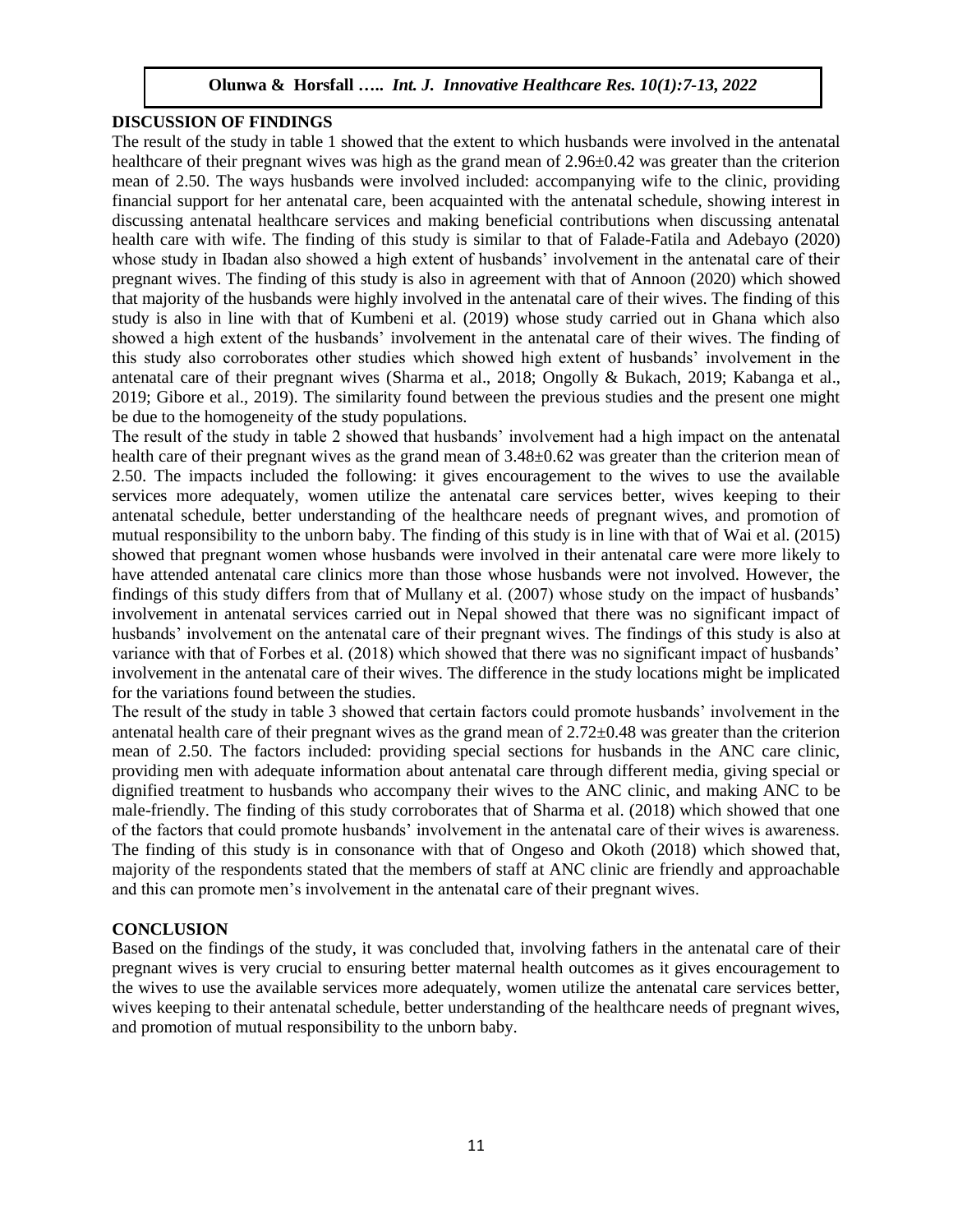## DISCUSSION OF FINDINGS

The result of the study in table 1 showed that the extent to which husbands were involved in the antenatal healthcare of their pregnant wives was high as the grand mean of 2.96±0.42 was greater than the criterion mean of 2.50. The ways husbands were involved included: accompanying wife to the clinic, providing financial support for her antenatal care, been acquainted with the antenatal schedule, showing interest in discussing antenatal healthcare services and making beneficial contributions when discussing antenatal health care with wife. The finding of this study is similar to that of Falade-Fatila and Adebayo (2020) whose study in Ibadan also showed a high extent of husbands' involvement in the antenatal care of their pregnant wives. The finding of this study is also in agreement with that of Annoon (2020) which showed that majority of the husbands were highly involved in the antenatal care of their wives. The finding of this study is also in line with that of Kumbeni et al. (2019) whose study carried out in Ghana which also showed a high extent of the husbands' involvement in the antenatal care of their wives. The finding of this study also corroborates other studies which showed high extent of husbands' involvement in the antenatal care of their pregnant wives (Sharma et al., 2018; Ongolly & Bukach, 2019; Kabanga et al., 2019; Gibore et al., 2019). The similarity found between the previous studies and the present one might be due to the homogeneity of the study populations.

The result of the study in table 2 showed that husbands' involvement had a high impact on the antenatal health care of their pregnant wives as the grand mean of 3.48±0.62 was greater than the criterion mean of 2.50. The impacts included the following: it gives encouragement to the wives to use the available services more adequately, women utilize the antenatal care services better, wives keeping to their antenatal schedule, better understanding of the healthcare needs of pregnant wives, and promotion of mutual responsibility to the unborn baby. The finding of this study is in line with that of Wai et al. (2015) showed that pregnant women whose husbands were involved in their antenatal care were more likely to have attended antenatal care clinics more than those whose husbands were not involved. However, the findings of this study differs from that of Mullany et al. (2007) whose study on the impact of husbands' involvement in antenatal services carried out in Nepal showed that there was no significant impact of husbands' involvement on the antenatal care of their pregnant wives. The findings of this study is also at variance with that of Forbes et al. (2018) which showed that there was no significant impact of husbands' involvement in the antenatal care of their wives. The difference in the study locations might be implicated for the variations found between the studies.

The result of the study in table 3 showed that certain factors could promote husbands' involvement in the antenatal health care of their pregnant wives as the grand mean of 2.72±0.48 was greater than the criterion mean of 2.50. The factors included: providing special sections for husbands in the ANC care clinic, providing men with adequate information about antenatal care through different media, giving special or dignified treatment to husbands who accompany their wives to the ANC clinic, and making ANC to be male-friendly. The finding of this study corroborates that of Sharma et al. (2018) which showed that one of the factors that could promote husbands' involvement in the antenatal care of their wives is awareness. The finding of this study is in consonance with that of Ongeso and Okoth (2018) which showed that, majority of the respondents stated that the members of staff at ANC clinic are friendly and approachable and this can promote men's involvement in the antenatal care of their pregnant wives.

## CONCLUSION

Based on the findings of the study, it was concluded that, involving fathers in the antenatal care of their pregnant wives is very crucial to ensuring better maternal health outcomes as it gives encouragement to the wives to use the available services more adequately, women utilize the antenatal care services better, wives keeping to their antenatal schedule, better understanding of the healthcare needs of pregnant wives, and promotion of mutual responsibility to the unborn baby.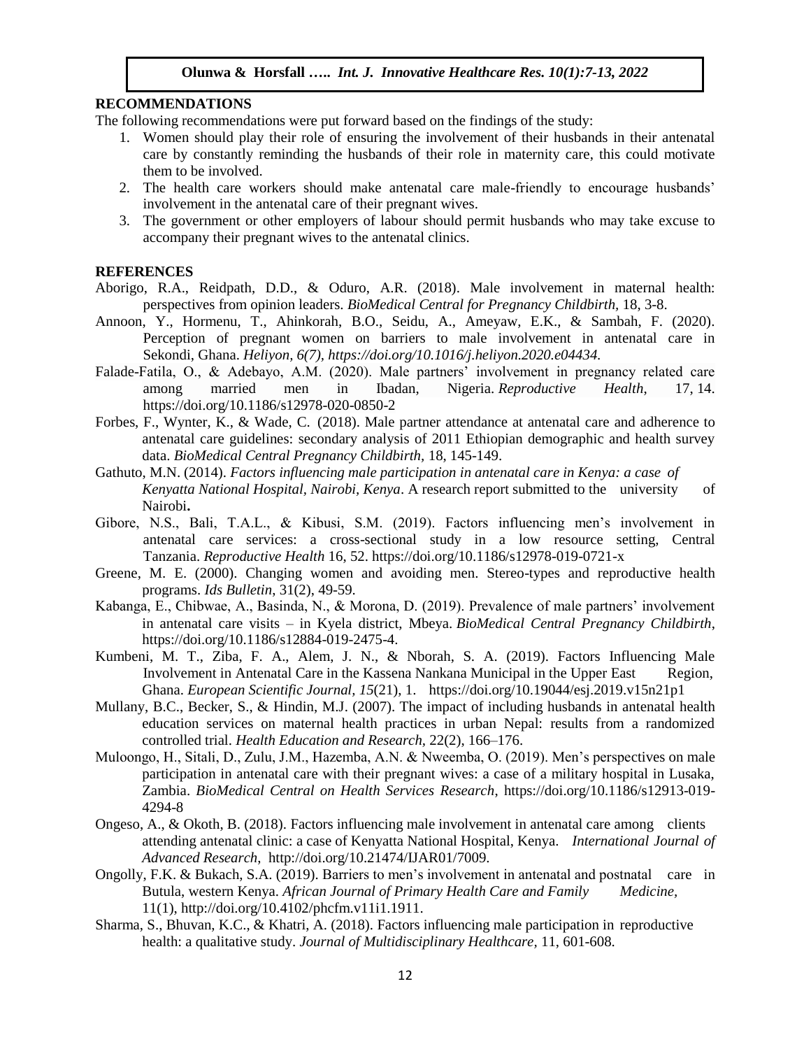## RECOMMENDATIONS

The following recommendations were put forward based on the findings of the study:

1. Women should play their role of ensuring the involvement of their husbands in their antenatal care by constantly reminding the husbands of their role in maternity care, this could motivate them to be involved.
2. The health care workers should make antenatal care male-friendly to encourage husbands' involvement in the antenatal care of their pregnant wives.
3. The government or other employers of labour should permit husbands who may take excuse to accompany their pregnant wives to the antenatal clinics.

## REFERENCES

Aborigo, R.A., Reidpath, D.D., & Oduro, A.R. (2018). Male involvement in maternal health: perspectives from opinion leaders. *BioMedical Central for Pregnancy Childbirth,* 18, 3-8.

Annoon, Y., Hormenu, T., Ahinkorah, B.O., Seidu, A., Ameyaw, E.K., & Sambah, F. (2020). Perception of pregnant women on barriers to male involvement in antenatal care in Sekondi, Ghana. *Heliyon, 6(7), https://doi.org/10.1016/j.heliyon.2020.e04434.*

Falade-Fatila, O., & Adebayo, A.M. (2020). Male partners' involvement in pregnancy related care among married men in Ibadan, Nigeria. *Reproductive Health*, 17, 14. https://doi.org/10.1186/s12978-020-0850-2

Forbes, F., Wynter, K., & Wade, C. (2018). Male partner attendance at antenatal care and adherence to antenatal care guidelines: secondary analysis of 2011 Ethiopian demographic and health survey data. *BioMedical Central Pregnancy Childbirth*, 18, 145-149.

Gathuto, M.N. (2014). *Factors influencing male participation in antenatal care in Kenya: a case of Kenyatta National Hospital, Nairobi, Kenya*. A research report submitted to the university of Nairobi**.**

Gibore, N.S., Bali, T.A.L., & Kibusi, S.M. (2019). Factors influencing men's involvement in antenatal care services: a cross-sectional study in a low resource setting, Central Tanzania. *Reproductive Health* 16, 52. https://doi.org/10.1186/s12978-019-0721-x

Greene, M. E. (2000). Changing women and avoiding men. Stereo-types and reproductive health programs. *Ids Bulletin*, 31(2), 49-59.

Kabanga, E., Chibwae, A., Basinda, N., & Morona, D. (2019). Prevalence of male partners' involvement in antenatal care visits – in Kyela district, Mbeya. *BioMedical Central Pregnancy Childbirth*, https://doi.org/10.1186/s12884-019-2475-4.

Kumbeni, M. T., Ziba, F. A., Alem, J. N., & Nborah, S. A. (2019). Factors Influencing Male Involvement in Antenatal Care in the Kassena Nankana Municipal in the Upper East Region, Ghana. *European Scientific Journal, 15*(21), 1. https://doi.org/10.19044/esj.2019.v15n21p1

Mullany, B.C., Becker, S., & Hindin, M.J. (2007). The impact of including husbands in antenatal health education services on maternal health practices in urban Nepal: results from a randomized controlled trial. *Health Education and Research,* 22(2), 166–176.

Muloongo, H., Sitali, D., Zulu, J.M., Hazemba, A.N. & Nweemba, O. (2019). Men's perspectives on male participation in antenatal care with their pregnant wives: a case of a military hospital in Lusaka, Zambia. *BioMedical Central on Health Services Research*, https://doi.org/10.1186/s12913-019-4294-8

Ongeso, A., & Okoth, B. (2018). Factors influencing male involvement in antenatal care among clients attending antenatal clinic: a case of Kenyatta National Hospital, Kenya. *International Journal of Advanced Research*, http://doi.org/10.21474/IJAR01/7009.

Ongolly, F.K. & Bukach, S.A. (2019). Barriers to men's involvement in antenatal and postnatal care in Butula, western Kenya. *African Journal of Primary Health Care and Family Medicine,* 11(1), http://doi.org/10.4102/phcfm.v11i1.1911.

Sharma, S., Bhuvan, K.C., & Khatri, A. (2018). Factors influencing male participation in reproductive health: a qualitative study. *Journal of Multidisciplinary Healthcare,* 11, 601-608.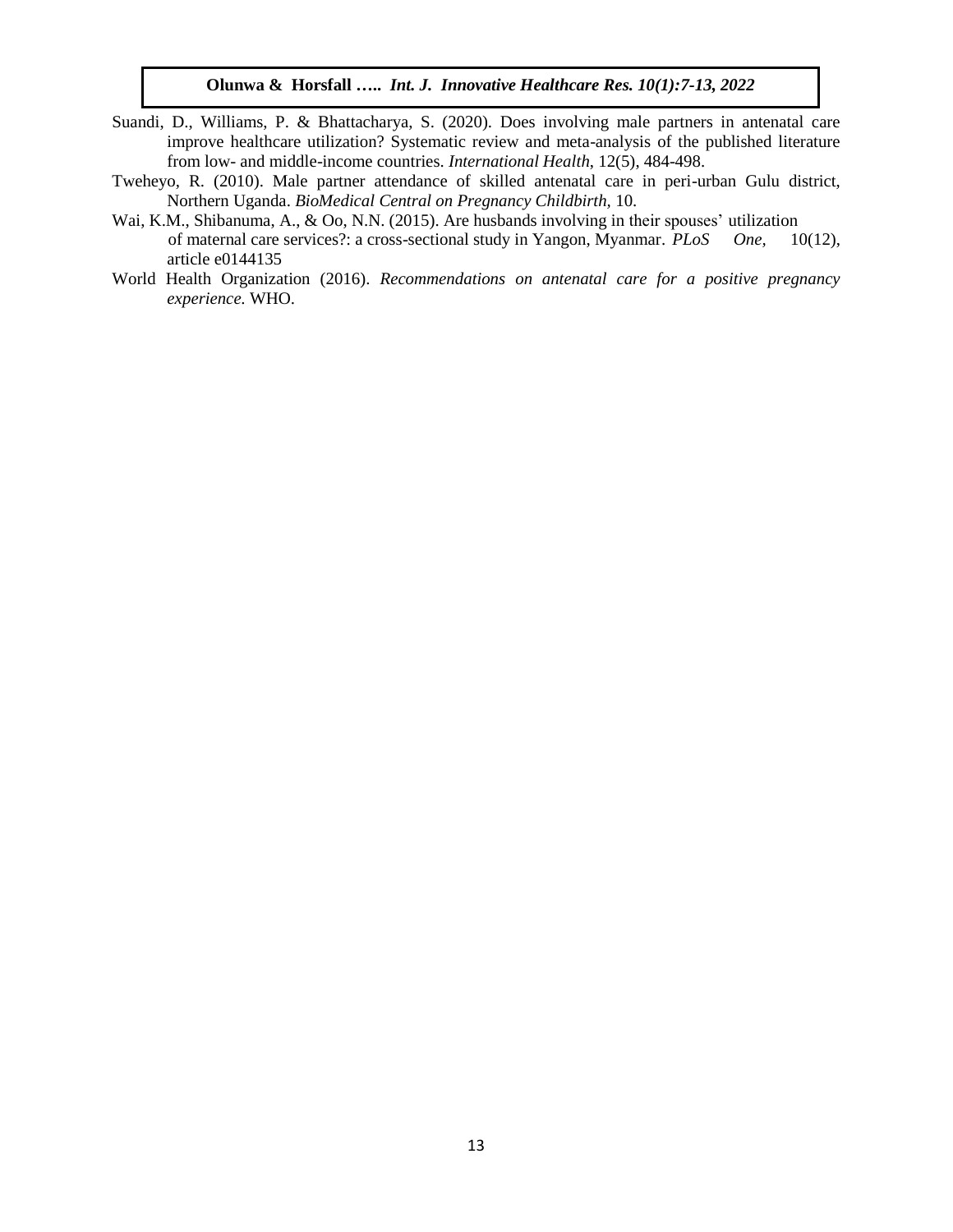Suandi, D., Williams, P. & Bhattacharya, S. (2020). Does involving male partners in antenatal care improve healthcare utilization? Systematic review and meta-analysis of the published literature from low- and middle-income countries. *International Health*, 12(5), 484-498.

Tweheyo, R. (2010). Male partner attendance of skilled antenatal care in peri-urban Gulu district, Northern Uganda. *BioMedical Central on Pregnancy Childbirth*, 10.

Wai, K.M., Shibanuma, A., & Oo, N.N. (2015). Are husbands involving in their spouses' utilization of maternal care services?: a cross-sectional study in Yangon, Myanmar. *PLoS One*, 10(12), article e0144135

World Health Organization (2016). *Recommendations on antenatal care for a positive pregnancy experience*. WHO.